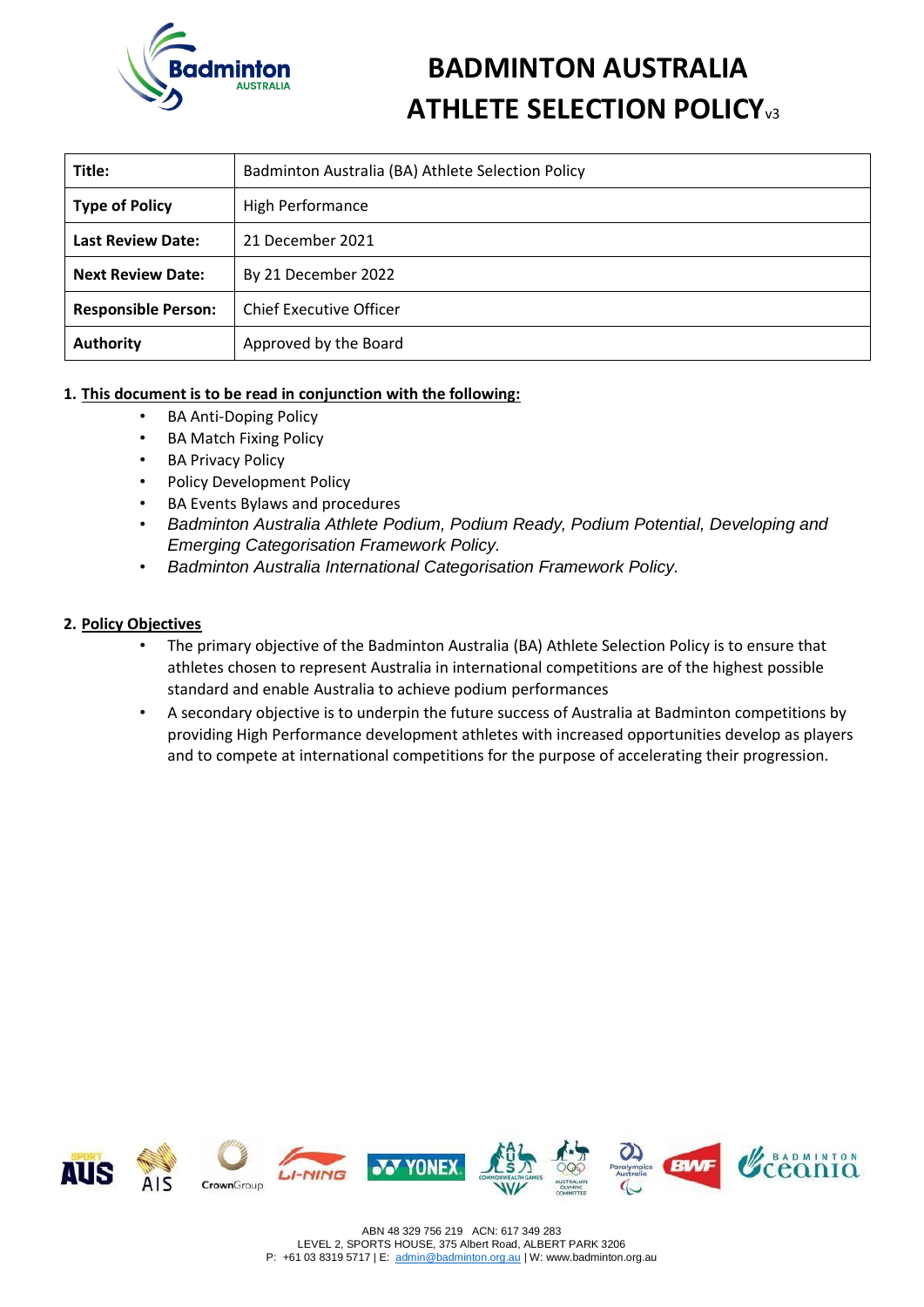# BADMINTON AUSTRALIA ATHLETE SELECTION POLICY v3

| Title: | Badminton Australia (BA) Athlete Selection Policy |
|---|---|
| **Type of Policy** | High Performance |
| **Last Review Date:** | 21 December 2021 |
| **Next Review Date:** | By 21 December 2022 |
| **Responsible Person:** | Chief Executive Officer |
| **Authority** | Approved by the Board |

## 1. This document is to be read in conjunction with the following:

- BA Anti-Doping Policy
- BA Match Fixing Policy
- BA Privacy Policy
- Policy Development Policy
- BA Events Bylaws and procedures
- *Badminton Australia Athlete Podium, Podium Ready, Podium Potential, Developing and Emerging Categorisation Framework Policy.*
- *Badminton Australia International Categorisation Framework Policy.*

## 2. Policy Objectives

- The primary objective of the Badminton Australia (BA) Athlete Selection Policy is to ensure that athletes chosen to represent Australia in international competitions are of the highest possible standard and enable Australia to achieve podium performances
- A secondary objective is to underpin the future success of Australia at Badminton competitions by providing High Performance development athletes with increased opportunities develop as players and to compete at international competitions for the purpose of accelerating their progression.

ABN 48 329 756 219 ACN: 617 349 283
LEVEL 2, SPORTS HOUSE, 375 Albert Road, ALBERT PARK 3206
P: +61 03 8319 5717 | E: admin@badminton.org.au | W: www.badminton.org.au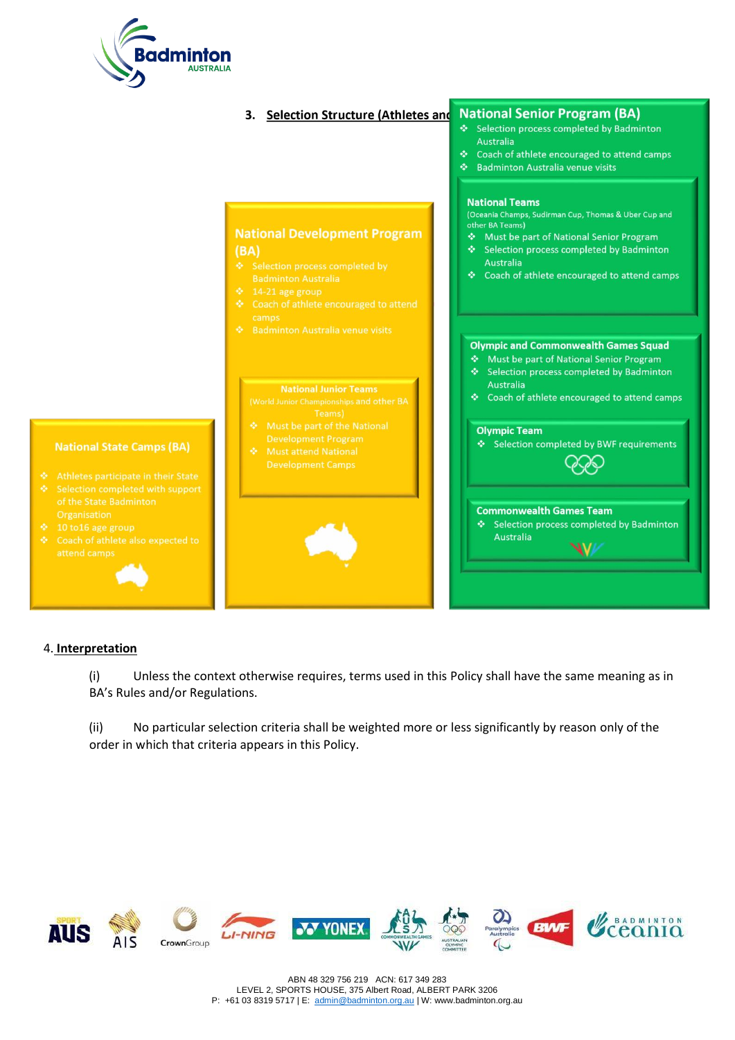### 3. Selection Structure (Athletes and

#### National State Camps (BA)

- Athletes participate in their State
- Selection completed with support of the State Badminton Organisation
- 10 to16 age group
- Coach of athlete also expected to attend camps

#### National Development Program (BA)

- Selection process completed by Badminton Australia
- 14-21 age group
- Coach of athlete encouraged to attend camps
- Badminton Australia venue visits

##### National Junior Teams

(World Junior Championships and other BA Teams)

- Must be part of the National Development Program
- Must attend National Development Camps

#### National Senior Program (BA)

- Selection process completed by Badminton Australia
- Coach of athlete encouraged to attend camps
- Badminton Australia venue visits

##### National Teams

(Oceania Champs, Sudirman Cup, Thomas & Uber Cup and other BA Teams)

- Must be part of National Senior Program
- Selection process completed by Badminton Australia
- Coach of athlete encouraged to attend camps

##### Olympic and Commonwealth Games Squad

- Must be part of National Senior Program
- Selection process completed by Badminton Australia
- Coach of athlete encouraged to attend camps

##### Olympic Team

- Selection completed by BWF requirements

##### Commonwealth Games Team

- Selection process completed by Badminton Australia

### 4. Interpretation

(i) Unless the context otherwise requires, terms used in this Policy shall have the same meaning as in BA's Rules and/or Regulations.

(ii) No particular selection criteria shall be weighted more or less significantly by reason only of the order in which that criteria appears in this Policy.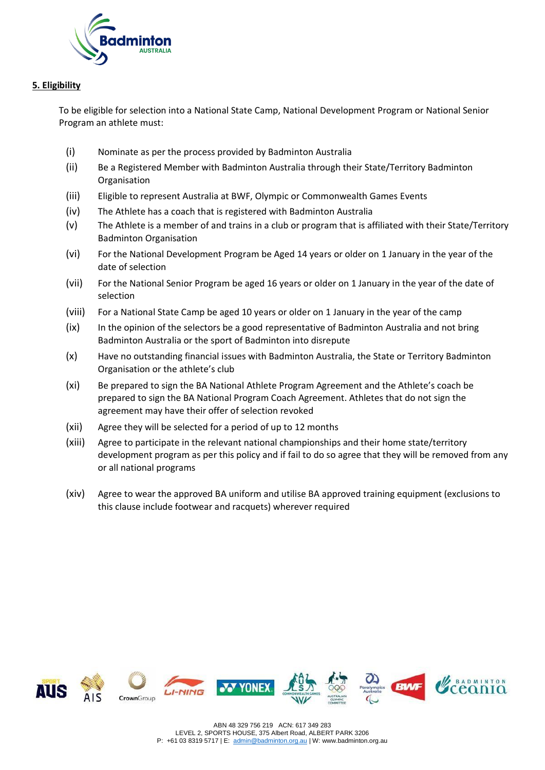## 5. Eligibility

To be eligible for selection into a National State Camp, National Development Program or National Senior Program an athlete must:

(i) Nominate as per the process provided by Badminton Australia

(ii) Be a Registered Member with Badminton Australia through their State/Territory Badminton Organisation

(iii) Eligible to represent Australia at BWF, Olympic or Commonwealth Games Events

(iv) The Athlete has a coach that is registered with Badminton Australia

(v) The Athlete is a member of and trains in a club or program that is affiliated with their State/Territory Badminton Organisation

(vi) For the National Development Program be Aged 14 years or older on 1 January in the year of the date of selection

(vii) For the National Senior Program be aged 16 years or older on 1 January in the year of the date of selection

(viii) For a National State Camp be aged 10 years or older on 1 January in the year of the camp

(ix) In the opinion of the selectors be a good representative of Badminton Australia and not bring Badminton Australia or the sport of Badminton into disrepute

(x) Have no outstanding financial issues with Badminton Australia, the State or Territory Badminton Organisation or the athlete's club

(xi) Be prepared to sign the BA National Athlete Program Agreement and the Athlete's coach be prepared to sign the BA National Program Coach Agreement. Athletes that do not sign the agreement may have their offer of selection revoked

(xii) Agree they will be selected for a period of up to 12 months

(xiii) Agree to participate in the relevant national championships and their home state/territory development program as per this policy and if fail to do so agree that they will be removed from any or all national programs

(xiv) Agree to wear the approved BA uniform and utilise BA approved training equipment (exclusions to this clause include footwear and racquets) wherever required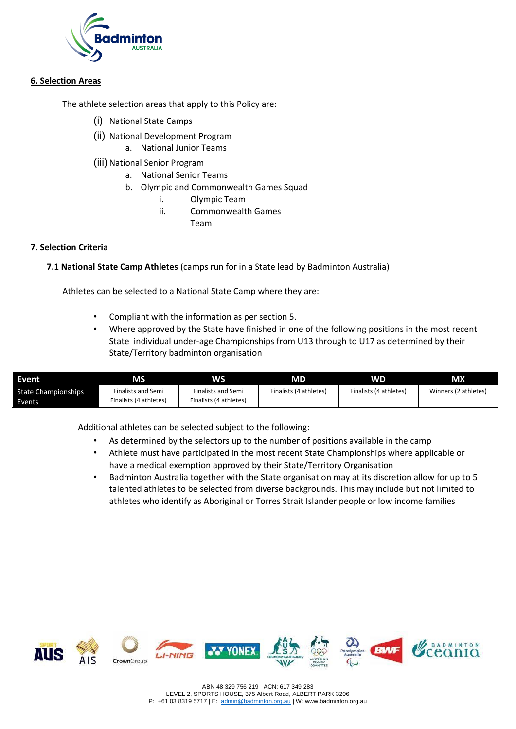## 6. Selection Areas

The athlete selection areas that apply to this Policy are:

(i) National State Camps

(ii) National Development Program
   a. National Junior Teams

(iii) National Senior Program
   a. National Senior Teams
   b. Olympic and Commonwealth Games Squad
      i. Olympic Team
      ii. Commonwealth Games Team

## 7. Selection Criteria

**7.1 National State Camp Athletes** (camps run for in a State lead by Badminton Australia)

Athletes can be selected to a National State Camp where they are:

- Compliant with the information as per section 5.
- Where approved by the State have finished in one of the following positions in the most recent State individual under-age Championships from U13 through to U17 as determined by their State/Territory badminton organisation

| Event | MS | WS | MD | WD | MX |
|---|---|---|---|---|---|
| State Championships Events | Finalists and Semi Finalists (4 athletes) | Finalists and Semi Finalists (4 athletes) | Finalists (4 athletes) | Finalists (4 athletes) | Winners (2 athletes) |

Additional athletes can be selected subject to the following:

- As determined by the selectors up to the number of positions available in the camp
- Athlete must have participated in the most recent State Championships where applicable or have a medical exemption approved by their State/Territory Organisation
- Badminton Australia together with the State organisation may at its discretion allow for up to 5 talented athletes to be selected from diverse backgrounds. This may include but not limited to athletes who identify as Aboriginal or Torres Strait Islander people or low income families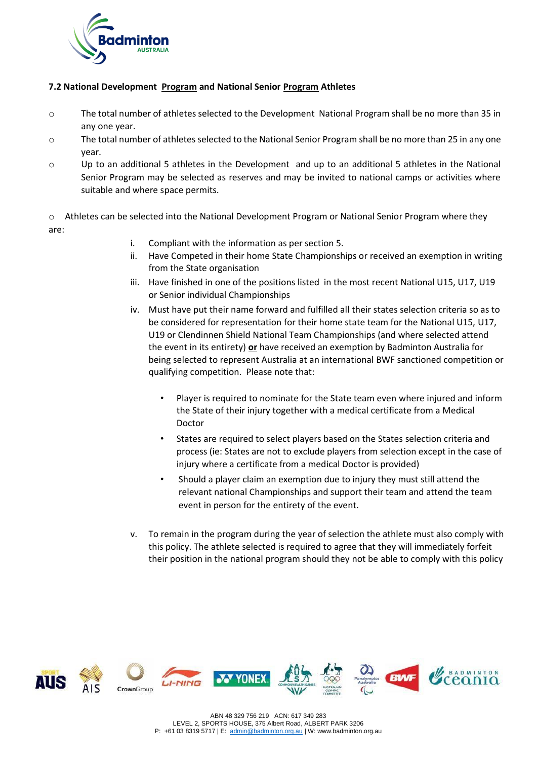### 7.2 National Development Program and National Senior Program Athletes

- The total number of athletes selected to the Development National Program shall be no more than 35 in any one year.
- The total number of athletes selected to the National Senior Program shall be no more than 25 in any one year.
- Up to an additional 5 athletes in the Development and up to an additional 5 athletes in the National Senior Program may be selected as reserves and may be invited to national camps or activities where suitable and where space permits.

- Athletes can be selected into the National Development Program or National Senior Program where they are:

    i. Compliant with the information as per section 5.

    ii. Have Competed in their home State Championships or received an exemption in writing from the State organisation

    iii. Have finished in one of the positions listed in the most recent National U15, U17, U19 or Senior individual Championships

    iv. Must have put their name forward and fulfilled all their states selection criteria so as to be considered for representation for their home state team for the National U15, U17, U19 or Clendinnen Shield National Team Championships (and where selected attend the event in its entirety) ***or*** have received an exemption by Badminton Australia for being selected to represent Australia at an international BWF sanctioned competition or qualifying competition. Please note that:

    - Player is required to nominate for the State team even where injured and inform the State of their injury together with a medical certificate from a Medical Doctor
    - States are required to select players based on the States selection criteria and process (ie: States are not to exclude players from selection except in the case of injury where a certificate from a medical Doctor is provided)
    - Should a player claim an exemption due to injury they must still attend the relevant national Championships and support their team and attend the team event in person for the entirety of the event.

    v. To remain in the program during the year of selection the athlete must also comply with this policy. The athlete selected is required to agree that they will immediately forfeit their position in the national program should they not be able to comply with this policy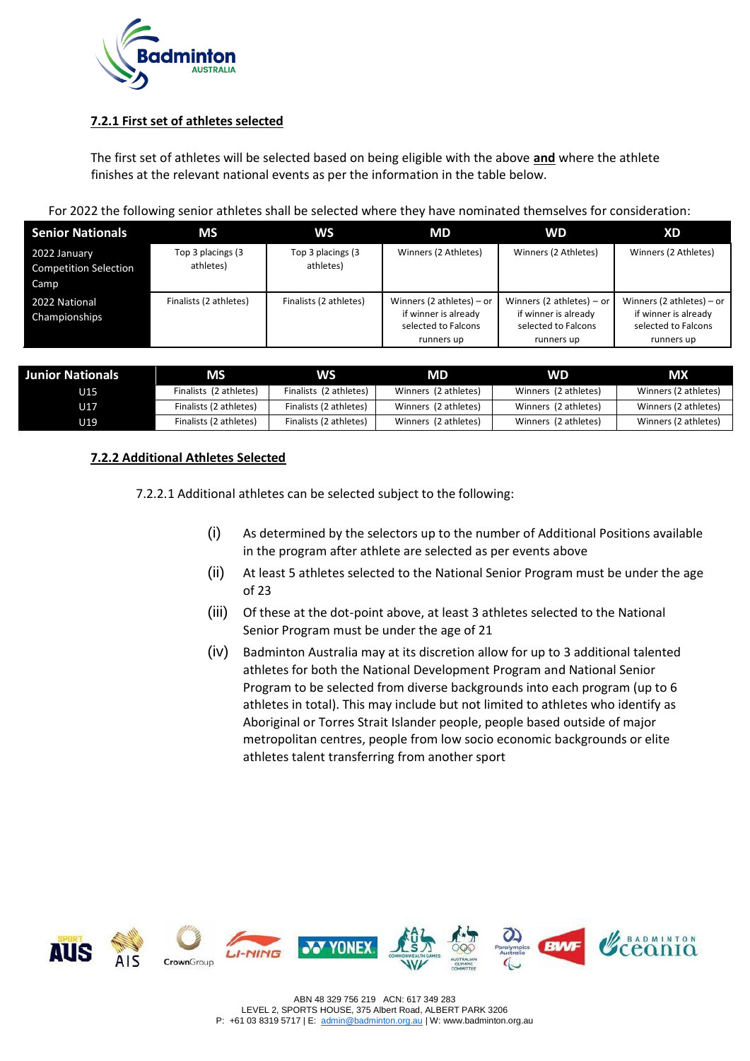### 7.2.1 First set of athletes selected

The first set of athletes will be selected based on being eligible with the above **and** where the athlete finishes at the relevant national events as per the information in the table below.

For 2022 the following senior athletes shall be selected where they have nominated themselves for consideration:

| Senior Nationals | MS | WS | MD | WD | XD |
|---|---|---|---|---|---|
| 2022 January Competition Selection Camp | Top 3 placings (3 athletes) | Top 3 placings (3 athletes) | Winners (2 Athletes) | Winners (2 Athletes) | Winners (2 Athletes) |
| 2022 National Championships | Finalists (2 athletes) | Finalists (2 athletes) | Winners (2 athletes) – or if winner is already selected to Falcons runners up | Winners (2 athletes) – or if winner is already selected to Falcons runners up | Winners (2 athletes) – or if winner is already selected to Falcons runners up |

| Junior Nationals | MS | WS | MD | WD | MX |
|---|---|---|---|---|---|
| U15 | Finalists (2 athletes) | Finalists (2 athletes) | Winners (2 athletes) | Winners (2 athletes) | Winners (2 athletes) |
| U17 | Finalists (2 athletes) | Finalists (2 athletes) | Winners (2 athletes) | Winners (2 athletes) | Winners (2 athletes) |
| U19 | Finalists (2 athletes) | Finalists (2 athletes) | Winners (2 athletes) | Winners (2 athletes) | Winners (2 athletes) |

### 7.2.2 Additional Athletes Selected

7.2.2.1 Additional athletes can be selected subject to the following:

(i) As determined by the selectors up to the number of Additional Positions available in the program after athlete are selected as per events above

(ii) At least 5 athletes selected to the National Senior Program must be under the age of 23

(iii) Of these at the dot-point above, at least 3 athletes selected to the National Senior Program must be under the age of 21

(iv) Badminton Australia may at its discretion allow for up to 3 additional talented athletes for both the National Development Program and National Senior Program to be selected from diverse backgrounds into each program (up to 6 athletes in total). This may include but not limited to athletes who identify as Aboriginal or Torres Strait Islander people, people based outside of major metropolitan centres, people from low socio economic backgrounds or elite athletes talent transferring from another sport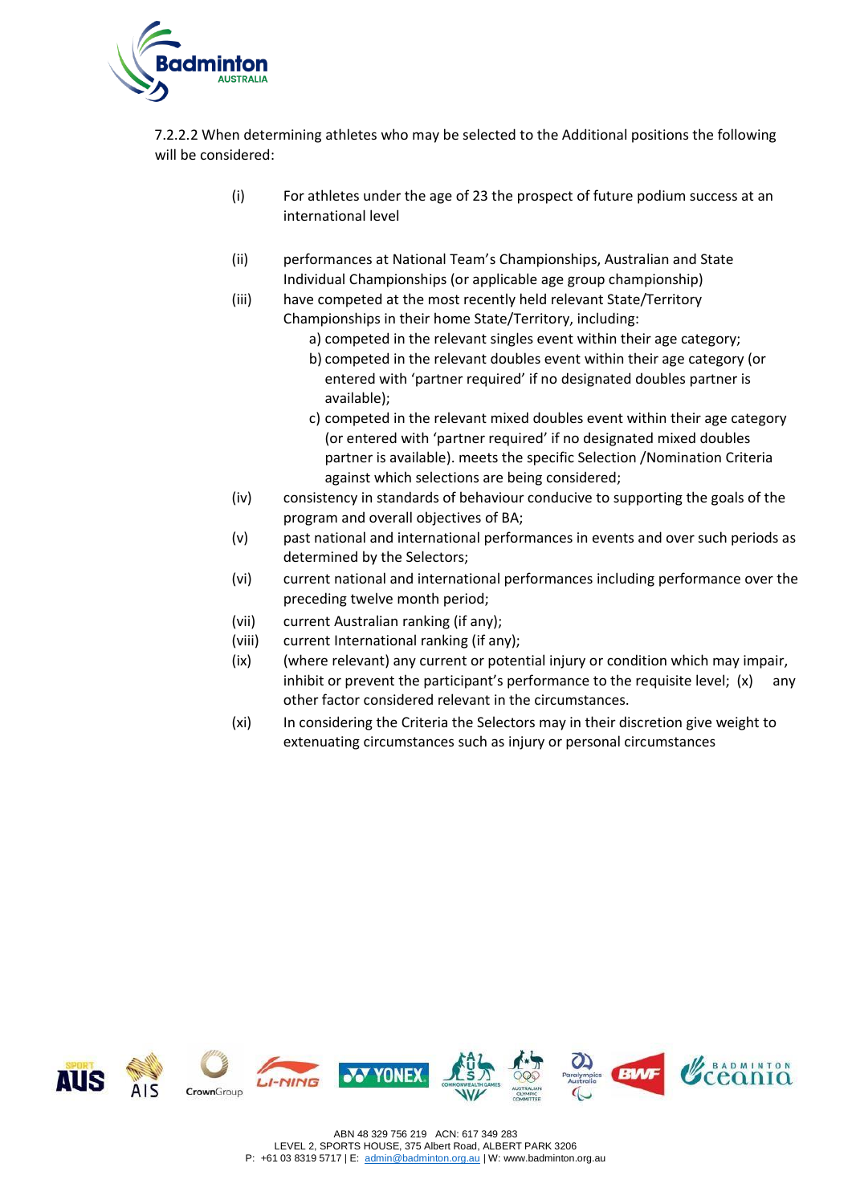7.2.2.2 When determining athletes who may be selected to the Additional positions the following will be considered:

(i) For athletes under the age of 23 the prospect of future podium success at an international level

(ii) performances at National Team's Championships, Australian and State Individual Championships (or applicable age group championship)

(iii) have competed at the most recently held relevant State/Territory Championships in their home State/Territory, including:
   a) competed in the relevant singles event within their age category;
   b) competed in the relevant doubles event within their age category (or entered with 'partner required' if no designated doubles partner is available);
   c) competed in the relevant mixed doubles event within their age category (or entered with 'partner required' if no designated mixed doubles partner is available). meets the specific Selection /Nomination Criteria against which selections are being considered;

(iv) consistency in standards of behaviour conducive to supporting the goals of the program and overall objectives of BA;

(v) past national and international performances in events and over such periods as determined by the Selectors;

(vi) current national and international performances including performance over the preceding twelve month period;

(vii) current Australian ranking (if any);

(viii) current International ranking (if any);

(ix) (where relevant) any current or potential injury or condition which may impair, inhibit or prevent the participant's performance to the requisite level; (x) any other factor considered relevant in the circumstances.

(xi) In considering the Criteria the Selectors may in their discretion give weight to extenuating circumstances such as injury or personal circumstances

ABN 48 329 756 219 ACN: 617 349 283
LEVEL 2, SPORTS HOUSE, 375 Albert Road, ALBERT PARK 3206
P: +61 03 8319 5717 | E: admin@badminton.org.au | W: www.badminton.org.au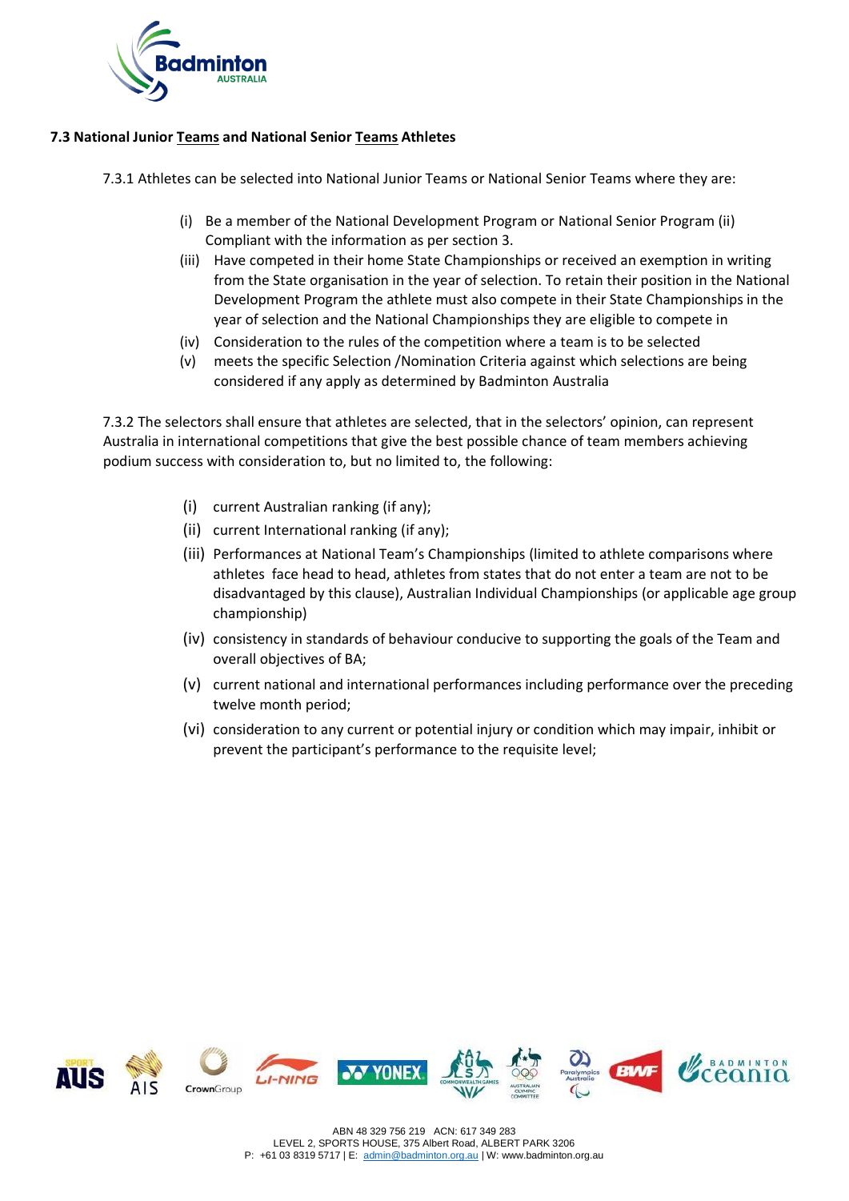### 7.3 National Junior Teams and National Senior Teams Athletes

7.3.1 Athletes can be selected into National Junior Teams or National Senior Teams where they are:

(i) Be a member of the National Development Program or National Senior Program (ii) Compliant with the information as per section 3.

(iii) Have competed in their home State Championships or received an exemption in writing from the State organisation in the year of selection. To retain their position in the National Development Program the athlete must also compete in their State Championships in the year of selection and the National Championships they are eligible to compete in

(iv) Consideration to the rules of the competition where a team is to be selected

(v) meets the specific Selection /Nomination Criteria against which selections are being considered if any apply as determined by Badminton Australia

7.3.2 The selectors shall ensure that athletes are selected, that in the selectors' opinion, can represent Australia in international competitions that give the best possible chance of team members achieving podium success with consideration to, but no limited to, the following:

(i) current Australian ranking (if any);

(ii) current International ranking (if any);

(iii) Performances at National Team's Championships (limited to athlete comparisons where athletes face head to head, athletes from states that do not enter a team are not to be disadvantaged by this clause), Australian Individual Championships (or applicable age group championship)

(iv) consistency in standards of behaviour conducive to supporting the goals of the Team and overall objectives of BA;

(v) current national and international performances including performance over the preceding twelve month period;

(vi) consideration to any current or potential injury or condition which may impair, inhibit or prevent the participant's performance to the requisite level;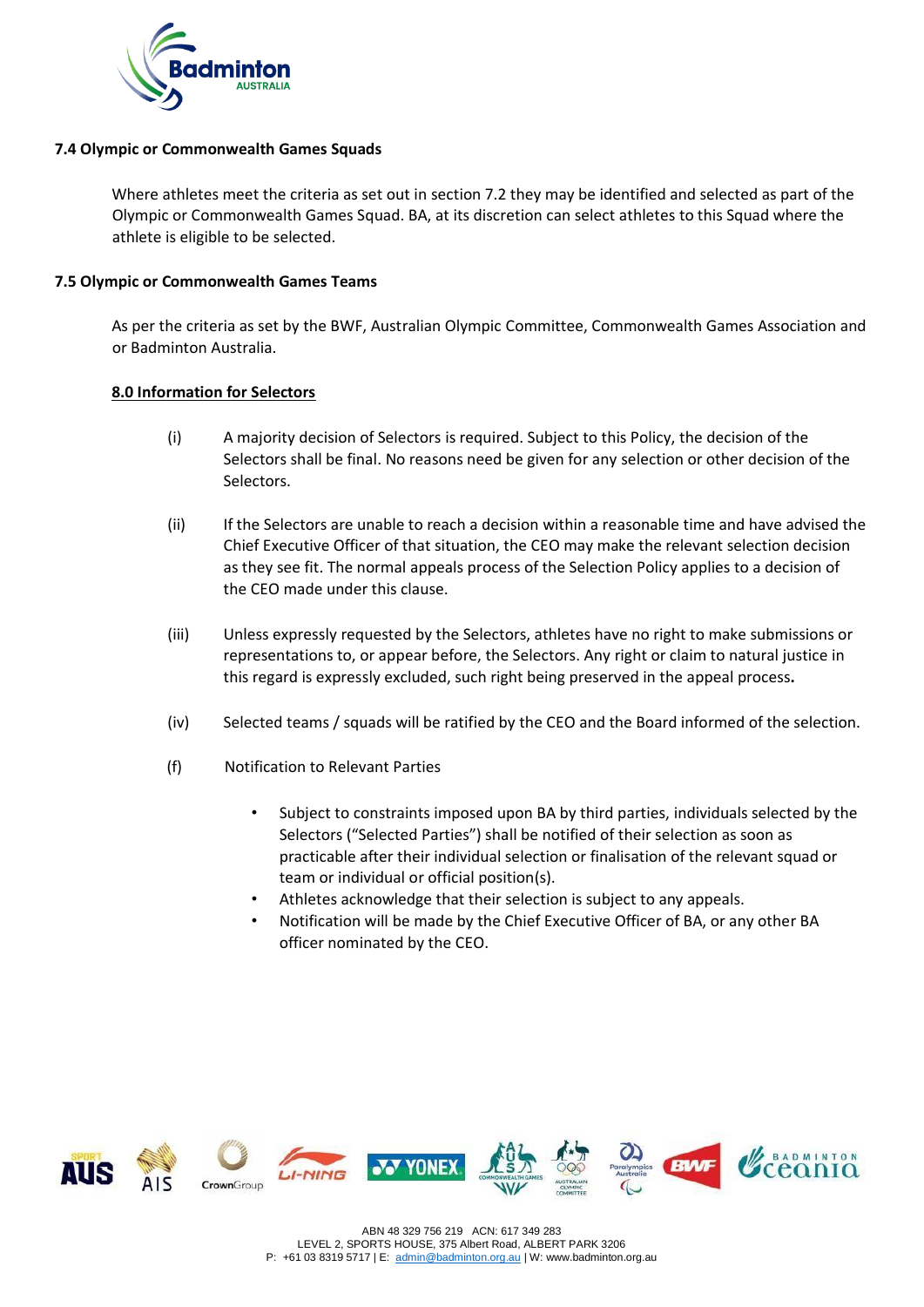### 7.4 Olympic or Commonwealth Games Squads

Where athletes meet the criteria as set out in section 7.2 they may be identified and selected as part of the Olympic or Commonwealth Games Squad. BA, at its discretion can select athletes to this Squad where the athlete is eligible to be selected.

### 7.5 Olympic or Commonwealth Games Teams

As per the criteria as set by the BWF, Australian Olympic Committee, Commonwealth Games Association and or Badminton Australia.

## 8.0 Information for Selectors

(i) A majority decision of Selectors is required. Subject to this Policy, the decision of the Selectors shall be final. No reasons need be given for any selection or other decision of the Selectors.

(ii) If the Selectors are unable to reach a decision within a reasonable time and have advised the Chief Executive Officer of that situation, the CEO may make the relevant selection decision as they see fit. The normal appeals process of the Selection Policy applies to a decision of the CEO made under this clause.

(iii) Unless expressly requested by the Selectors, athletes have no right to make submissions or representations to, or appear before, the Selectors. Any right or claim to natural justice in this regard is expressly excluded, such right being preserved in the appeal process.

(iv) Selected teams / squads will be ratified by the CEO and the Board informed of the selection.

(f) Notification to Relevant Parties

- Subject to constraints imposed upon BA by third parties, individuals selected by the Selectors ("Selected Parties") shall be notified of their selection as soon as practicable after their individual selection or finalisation of the relevant squad or team or individual or official position(s).
- Athletes acknowledge that their selection is subject to any appeals.
- Notification will be made by the Chief Executive Officer of BA, or any other BA officer nominated by the CEO.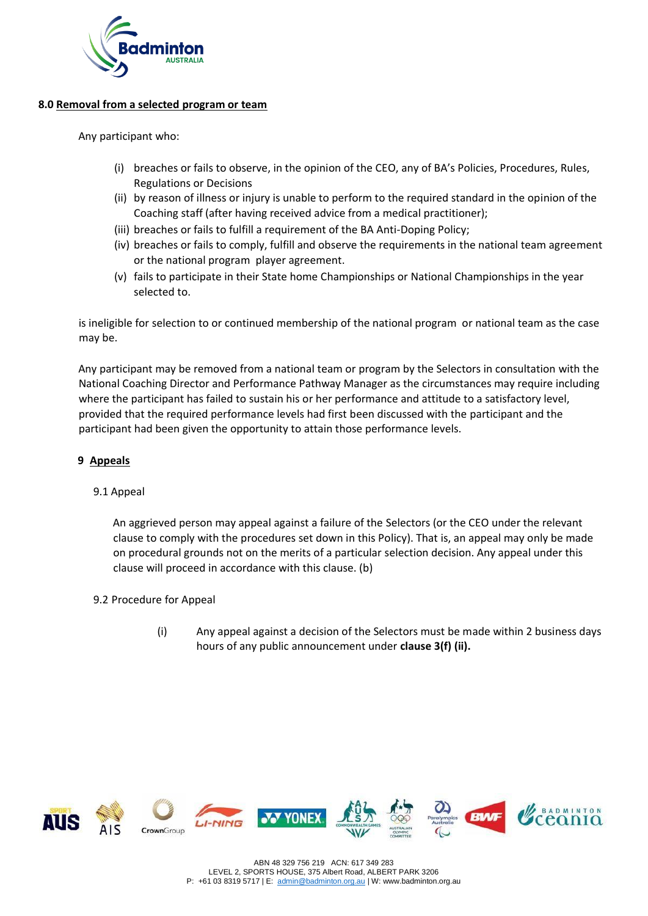## 8.0 Removal from a selected program or team

Any participant who:

(i) breaches or fails to observe, in the opinion of the CEO, any of BA's Policies, Procedures, Rules, Regulations or Decisions
(ii) by reason of illness or injury is unable to perform to the required standard in the opinion of the Coaching staff (after having received advice from a medical practitioner);
(iii) breaches or fails to fulfill a requirement of the BA Anti-Doping Policy;
(iv) breaches or fails to comply, fulfill and observe the requirements in the national team agreement or the national program player agreement.
(v) fails to participate in their State home Championships or National Championships in the year selected to.

is ineligible for selection to or continued membership of the national program or national team as the case may be.

Any participant may be removed from a national team or program by the Selectors in consultation with the National Coaching Director and Performance Pathway Manager as the circumstances may require including where the participant has failed to sustain his or her performance and attitude to a satisfactory level, provided that the required performance levels had first been discussed with the participant and the participant had been given the opportunity to attain those performance levels.

## 9 Appeals

### 9.1 Appeal

An aggrieved person may appeal against a failure of the Selectors (or the CEO under the relevant clause to comply with the procedures set down in this Policy). That is, an appeal may only be made on procedural grounds not on the merits of a particular selection decision. Any appeal under this clause will proceed in accordance with this clause. (b)

### 9.2 Procedure for Appeal

(i) Any appeal against a decision of the Selectors must be made within 2 business days hours of any public announcement under **clause 3(f) (ii).**

ABN 48 329 756 219 ACN: 617 349 283
LEVEL 2, SPORTS HOUSE, 375 Albert Road, ALBERT PARK 3206
P: +61 03 8319 5717 | E: admin@badminton.org.au | W: www.badminton.org.au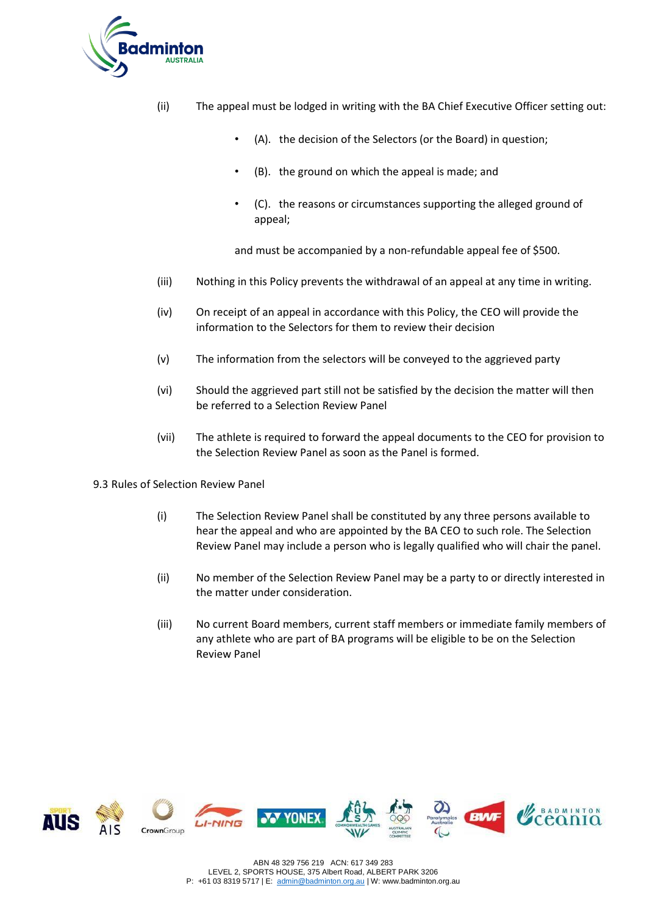(ii) The appeal must be lodged in writing with the BA Chief Executive Officer setting out:

- (A). the decision of the Selectors (or the Board) in question;
- (B). the ground on which the appeal is made; and
- (C). the reasons or circumstances supporting the alleged ground of appeal;

and must be accompanied by a non-refundable appeal fee of $500.

(iii) Nothing in this Policy prevents the withdrawal of an appeal at any time in writing.

(iv) On receipt of an appeal in accordance with this Policy, the CEO will provide the information to the Selectors for them to review their decision

(v) The information from the selectors will be conveyed to the aggrieved party

(vi) Should the aggrieved part still not be satisfied by the decision the matter will then be referred to a Selection Review Panel

(vii) The athlete is required to forward the appeal documents to the CEO for provision to the Selection Review Panel as soon as the Panel is formed.

9.3 Rules of Selection Review Panel

(i) The Selection Review Panel shall be constituted by any three persons available to hear the appeal and who are appointed by the BA CEO to such role. The Selection Review Panel may include a person who is legally qualified who will chair the panel.

(ii) No member of the Selection Review Panel may be a party to or directly interested in the matter under consideration.

(iii) No current Board members, current staff members or immediate family members of any athlete who are part of BA programs will be eligible to be on the Selection Review Panel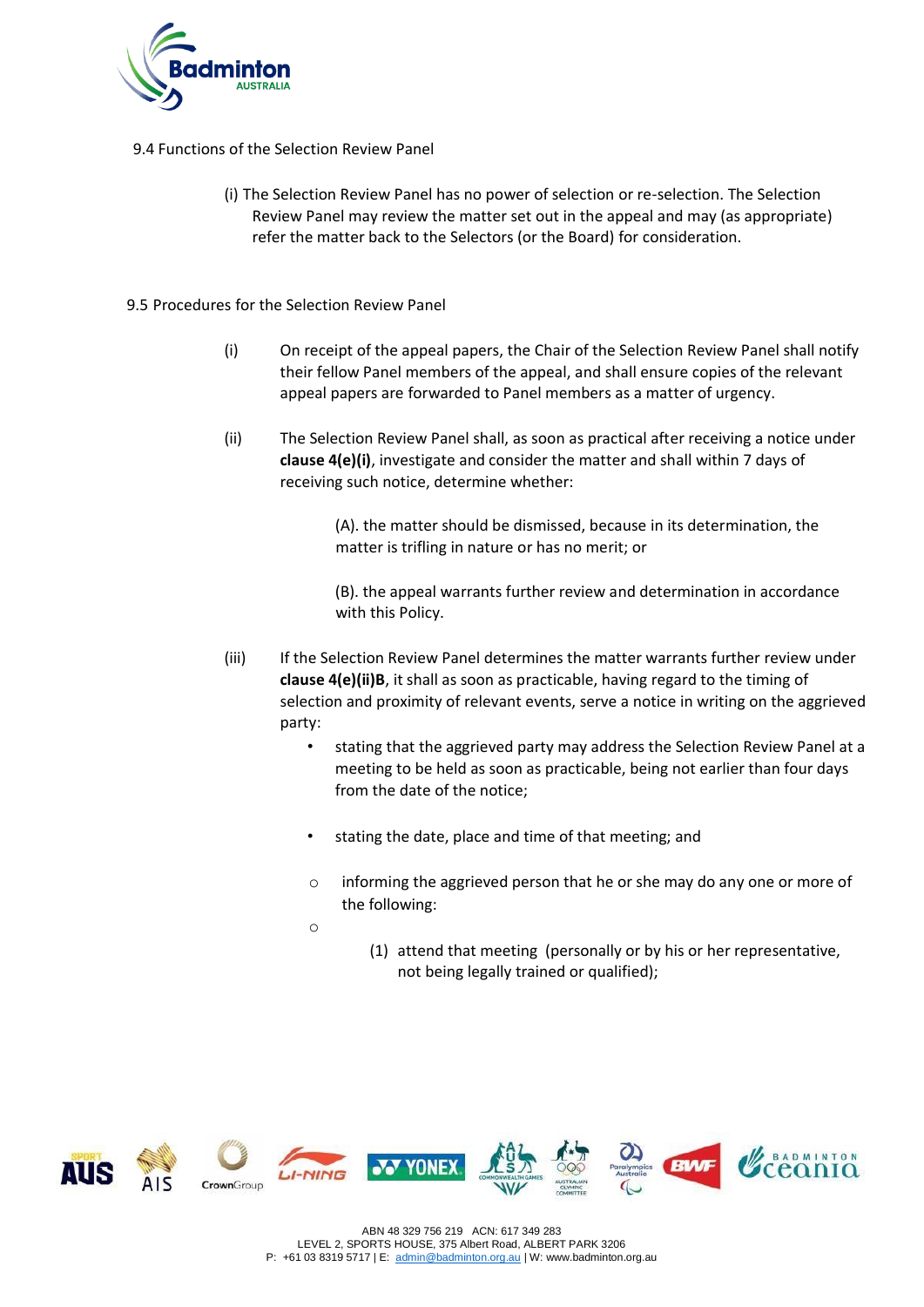9.4 Functions of the Selection Review Panel

(i) The Selection Review Panel has no power of selection or re-selection. The Selection Review Panel may review the matter set out in the appeal and may (as appropriate) refer the matter back to the Selectors (or the Board) for consideration.

9.5 Procedures for the Selection Review Panel

(i) On receipt of the appeal papers, the Chair of the Selection Review Panel shall notify their fellow Panel members of the appeal, and shall ensure copies of the relevant appeal papers are forwarded to Panel members as a matter of urgency.

(ii) The Selection Review Panel shall, as soon as practical after receiving a notice under **clause 4(e)(i)**, investigate and consider the matter and shall within 7 days of receiving such notice, determine whether:

(A). the matter should be dismissed, because in its determination, the matter is trifling in nature or has no merit; or

(B). the appeal warrants further review and determination in accordance with this Policy.

(iii) If the Selection Review Panel determines the matter warrants further review under **clause 4(e)(ii)B**, it shall as soon as practicable, having regard to the timing of selection and proximity of relevant events, serve a notice in writing on the aggrieved party:

- stating that the aggrieved party may address the Selection Review Panel at a meeting to be held as soon as practicable, being not earlier than four days from the date of the notice;
- stating the date, place and time of that meeting; and
  - informing the aggrieved person that he or she may do any one or more of the following:

    (1) attend that meeting (personally or by his or her representative, not being legally trained or qualified);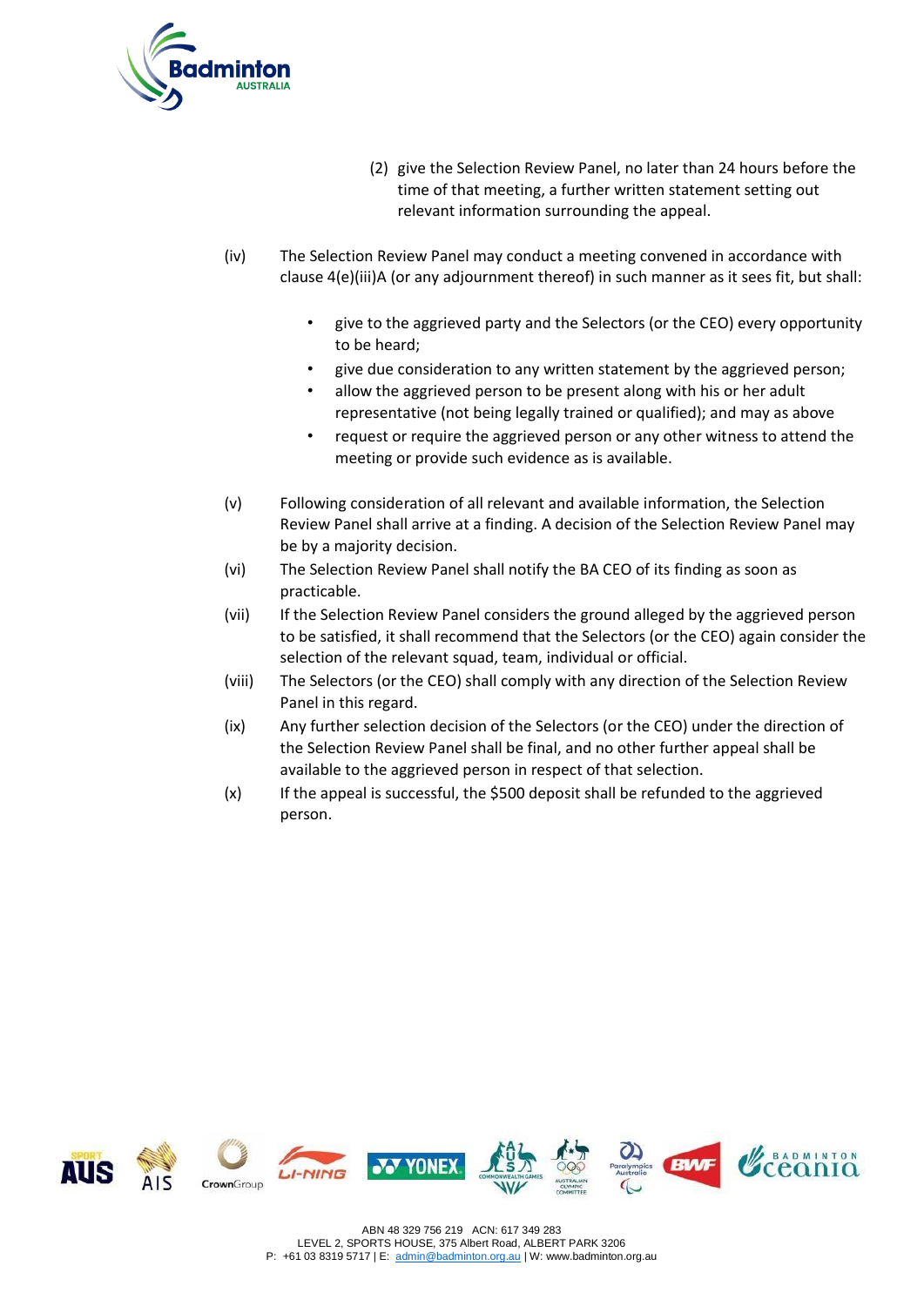(2) give the Selection Review Panel, no later than 24 hours before the time of that meeting, a further written statement setting out relevant information surrounding the appeal.

(iv) The Selection Review Panel may conduct a meeting convened in accordance with clause 4(e)(iii)A (or any adjournment thereof) in such manner as it sees fit, but shall:

- give to the aggrieved party and the Selectors (or the CEO) every opportunity to be heard;
- give due consideration to any written statement by the aggrieved person;
- allow the aggrieved person to be present along with his or her adult representative (not being legally trained or qualified); and may as above
- request or require the aggrieved person or any other witness to attend the meeting or provide such evidence as is available.

(v) Following consideration of all relevant and available information, the Selection Review Panel shall arrive at a finding. A decision of the Selection Review Panel may be by a majority decision.

(vi) The Selection Review Panel shall notify the BA CEO of its finding as soon as practicable.

(vii) If the Selection Review Panel considers the ground alleged by the aggrieved person to be satisfied, it shall recommend that the Selectors (or the CEO) again consider the selection of the relevant squad, team, individual or official.

(viii) The Selectors (or the CEO) shall comply with any direction of the Selection Review Panel in this regard.

(ix) Any further selection decision of the Selectors (or the CEO) under the direction of the Selection Review Panel shall be final, and no other further appeal shall be available to the aggrieved person in respect of that selection.

(x) If the appeal is successful, the $500 deposit shall be refunded to the aggrieved person.